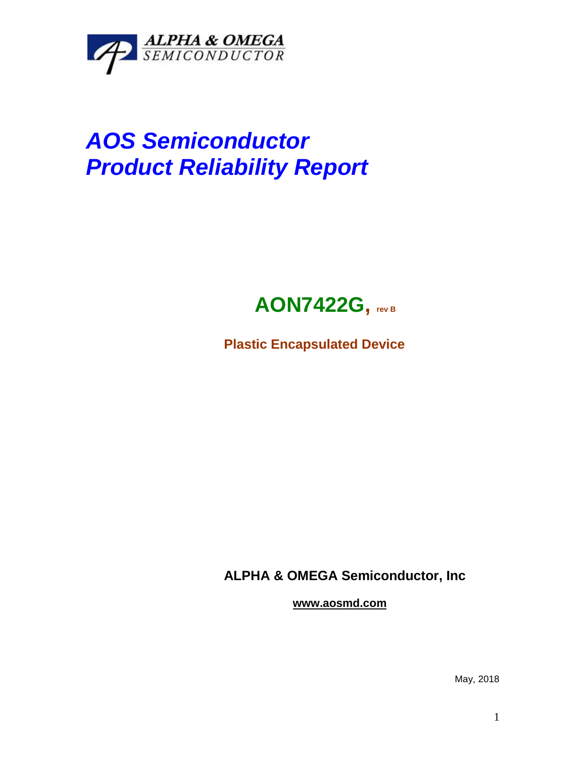ALPHA & OMEGA
SEMICONDUCTOR

# *AOS Semiconductor*
# *Product Reliability Report*

## **AON7422G, rev B**

**Plastic Encapsulated Device**

**ALPHA & OMEGA Semiconductor, Inc**

**www.aosmd.com**

May, 2018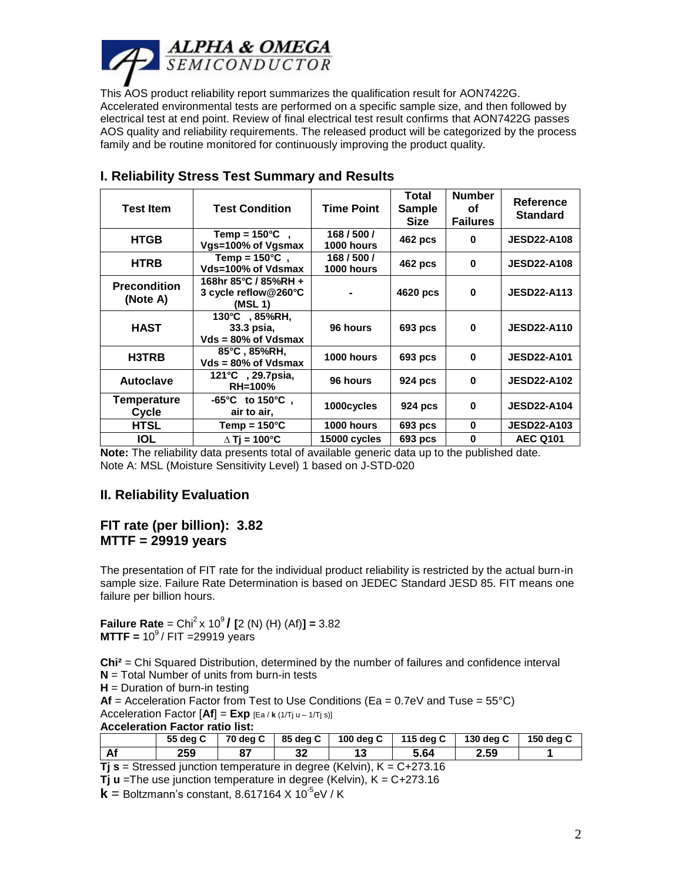This AOS product reliability report summarizes the qualification result for AON7422G. Accelerated environmental tests are performed on a specific sample size, and then followed by electrical test at end point. Review of final electrical test result confirms that AON7422G passes AOS quality and reliability requirements. The released product will be categorized by the process family and be routine monitored for continuously improving the product quality.

## I. Reliability Stress Test Summary and Results

| Test Item | Test Condition | Time Point | Total Sample Size | Number of Failures | Reference Standard |
|---|---|---|---|---|---|
| HTGB | Temp = 150°C , Vgs=100% of Vgsmax | 168 / 500 / 1000 hours | 462 pcs | 0 | JESD22-A108 |
| HTRB | Temp = 150°C , Vds=100% of Vdsmax | 168 / 500 / 1000 hours | 462 pcs | 0 | JESD22-A108 |
| Precondition (Note A) | 168hr 85°C / 85%RH + 3 cycle reflow@260°C (MSL 1) | - | 4620 pcs | 0 | JESD22-A113 |
| HAST | 130°C , 85%RH, 33.3 psia, Vds = 80% of Vdsmax | 96 hours | 693 pcs | 0 | JESD22-A110 |
| H3TRB | 85°C , 85%RH, Vds = 80% of Vdsmax | 1000 hours | 693 pcs | 0 | JESD22-A101 |
| Autoclave | 121°C , 29.7psia, RH=100% | 96 hours | 924 pcs | 0 | JESD22-A102 |
| Temperature Cycle | -65°C to 150°C , air to air, | 1000cycles | 924 pcs | 0 | JESD22-A104 |
| HTSL | Temp = 150°C | 1000 hours | 693 pcs | 0 | JESD22-A103 |
| IOL | $\Delta$ Tj = 100°C | 15000 cycles | 693 pcs | 0 | AEC Q101 |

**Note:** The reliability data presents total of available generic data up to the published date.
Note A: MSL (Moisture Sensitivity Level) 1 based on J-STD-020

## II. Reliability Evaluation

### FIT rate (per billion): 3.82
### MTTF = 29919 years

The presentation of FIT rate for the individual product reliability is restricted by the actual burn-in sample size. Failure Rate Determination is based on JEDEC Standard JESD 85. FIT means one failure per billion hours.

**Failure Rate** = $Chi^2 \times 10^9$ **/ [**2 (N) (H) (Af)**] =** 3.82
**MTTF =** $10^9$ / FIT =29919 years

**Chi²** = Chi Squared Distribution, determined by the number of failures and confidence interval
**N** = Total Number of units from burn-in tests
**H** = Duration of burn-in testing
**Af** = Acceleration Factor from Test to Use Conditions (Ea = 0.7eV and Tuse = 55°C)
Acceleration Factor [**Af**] = **Exp** $[Ea / k (1/Tj\,u - 1/Tj\,s)]$

**Acceleration Factor ratio list:**

| | 55 deg C | 70 deg C | 85 deg C | 100 deg C | 115 deg C | 130 deg C | 150 deg C |
|---|---|---|---|---|---|---|---|
| Af | 259 | 87 | 32 | 13 | 5.64 | 2.59 | 1 |

**Tj s** = Stressed junction temperature in degree (Kelvin), K = C+273.16
**Tj u** =The use junction temperature in degree (Kelvin), K = C+273.16
**k** = Boltzmann's constant, 8.617164 X $10^{-5}$eV / K